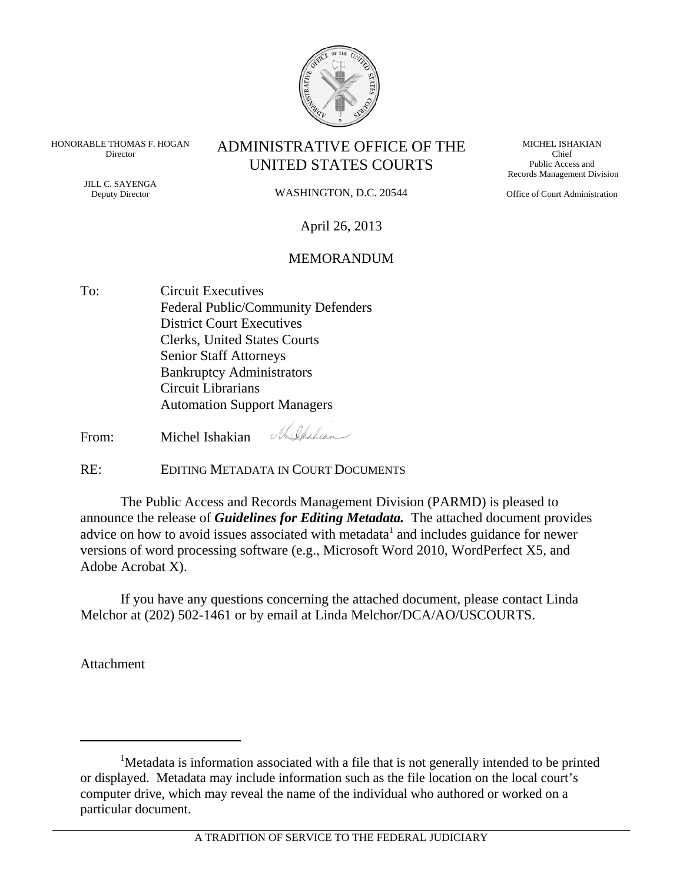HONORABLE THOMAS F. HOGAN
Director

JILL C. SAYENGA
Deputy Director

# ADMINISTRATIVE OFFICE OF THE UNITED STATES COURTS

WASHINGTON, D.C. 20544

MICHEL ISHAKIAN
Chief
Public Access and
Records Management Division

Office of Court Administration

April 26, 2013

MEMORANDUM

To: Circuit Executives
Federal Public/Community Defenders
District Court Executives
Clerks, United States Courts
Senior Staff Attorneys
Bankruptcy Administrators
Circuit Librarians
Automation Support Managers

From: Michel Ishakian

RE: EDITING METADATA IN COURT DOCUMENTS

The Public Access and Records Management Division (PARMD) is pleased to announce the release of ***Guidelines for Editing Metadata.*** The attached document provides advice on how to avoid issues associated with metadata[1] and includes guidance for newer versions of word processing software (e.g., Microsoft Word 2010, WordPerfect X5, and Adobe Acrobat X).

If you have any questions concerning the attached document, please contact Linda Melchor at (202) 502-1461 or by email at Linda Melchor/DCA/AO/USCOURTS.

Attachment

---

[1]Metadata is information associated with a file that is not generally intended to be printed or displayed. Metadata may include information such as the file location on the local court's computer drive, which may reveal the name of the individual who authored or worked on a particular document.

A TRADITION OF SERVICE TO THE FEDERAL JUDICIARY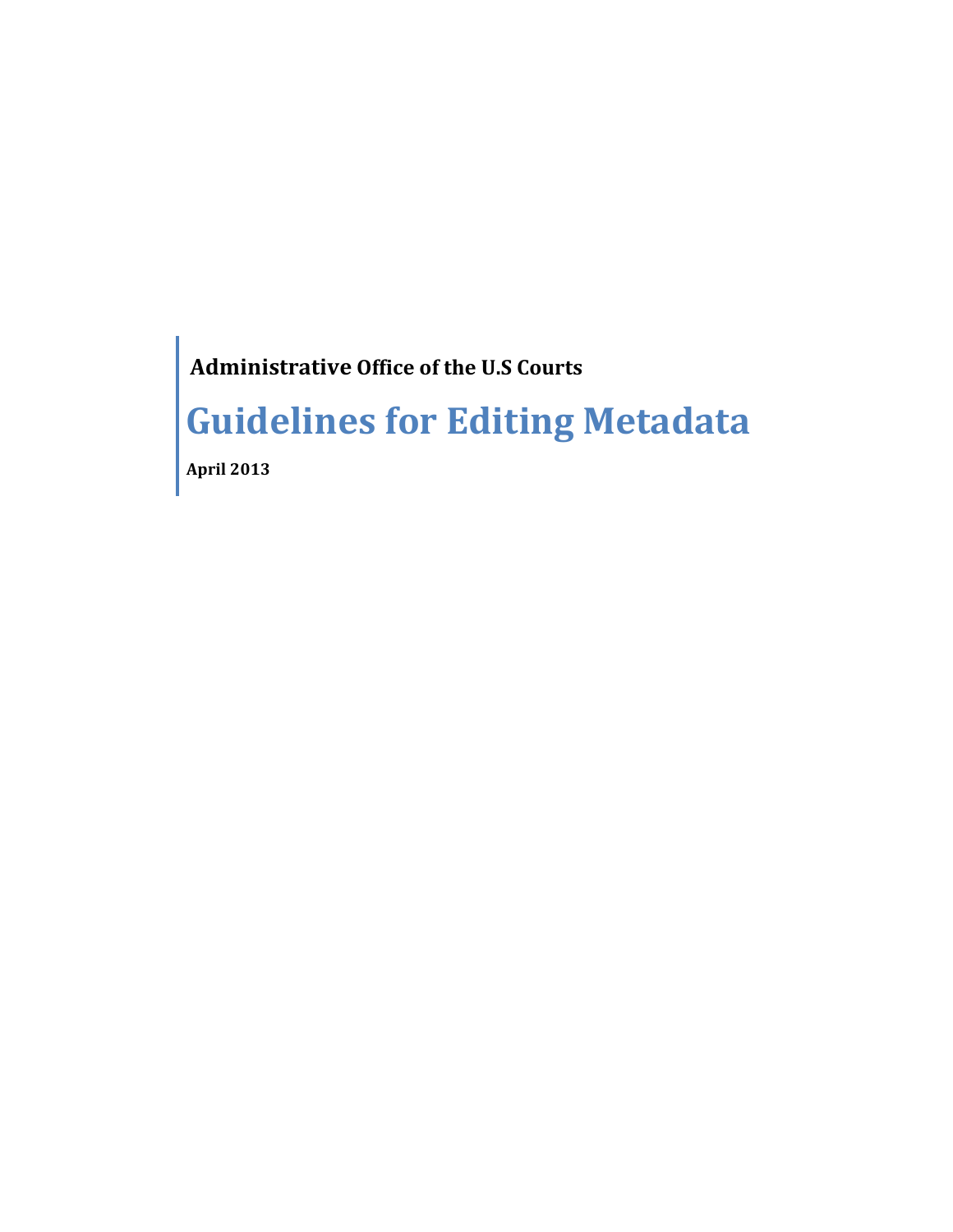**Administrative Office of the U.S Courts**

# Guidelines for Editing Metadata

**April 2013**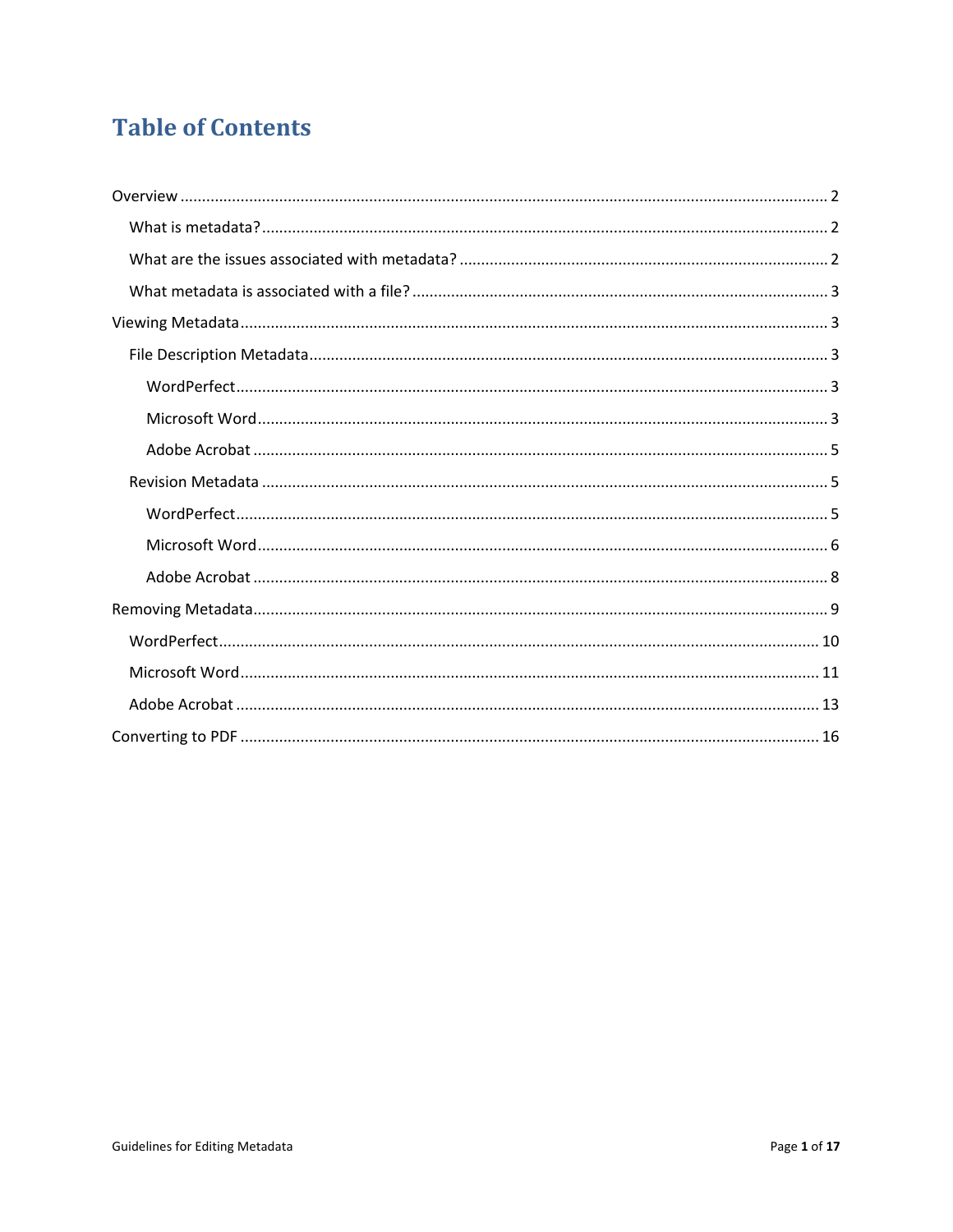# Table of Contents

- Overview ..... 2
  - What is metadata? ..... 2
  - What are the issues associated with metadata? ..... 2
  - What metadata is associated with a file? ..... 3
- Viewing Metadata ..... 3
  - File Description Metadata ..... 3
    - WordPerfect ..... 3
    - Microsoft Word ..... 3
    - Adobe Acrobat ..... 5
  - Revision Metadata ..... 5
    - WordPerfect ..... 5
    - Microsoft Word ..... 6
    - Adobe Acrobat ..... 8
- Removing Metadata ..... 9
  - WordPerfect ..... 10
  - Microsoft Word ..... 11
  - Adobe Acrobat ..... 13
- Converting to PDF ..... 16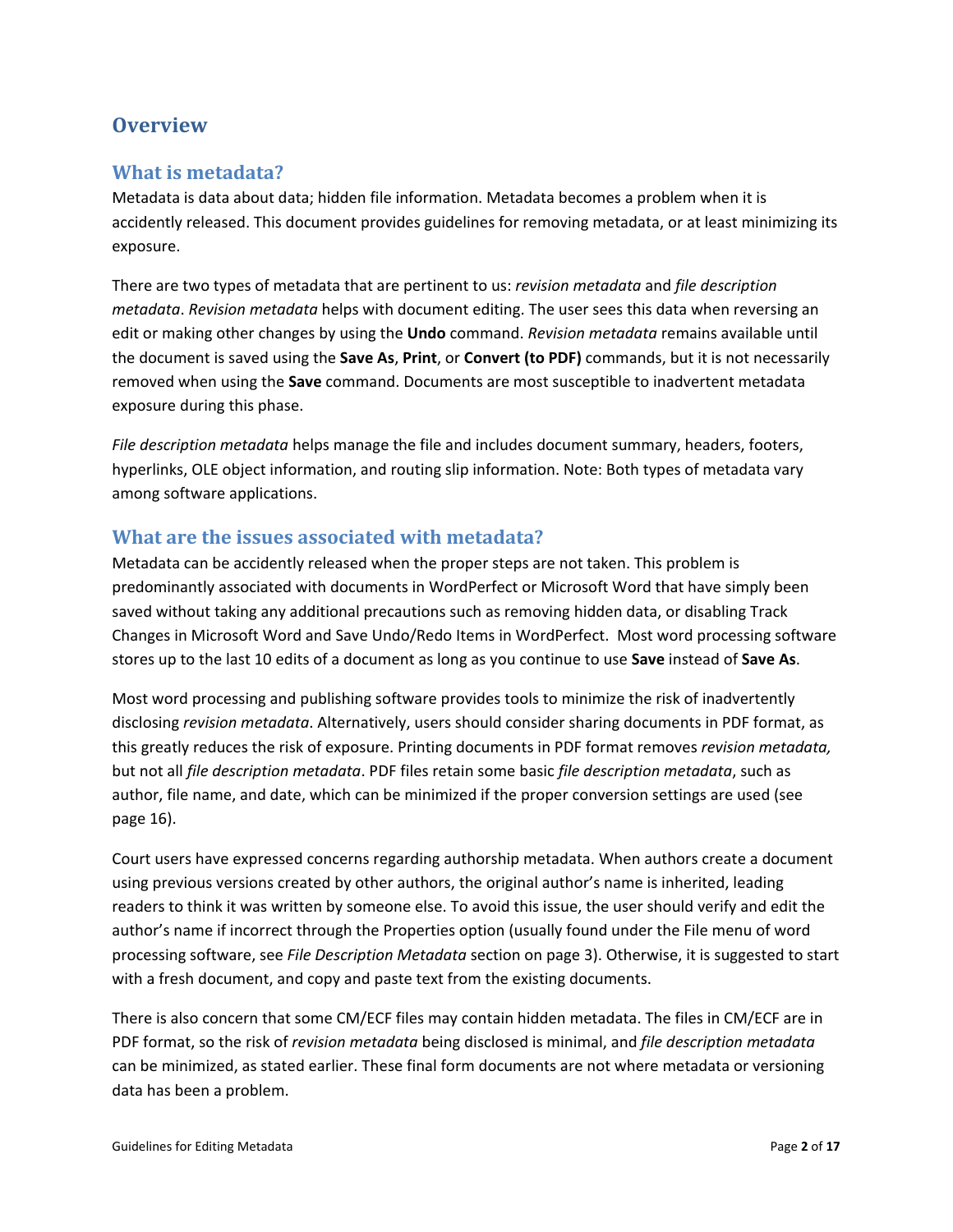# Overview

## What is metadata?

Metadata is data about data; hidden file information. Metadata becomes a problem when it is accidently released. This document provides guidelines for removing metadata, or at least minimizing its exposure.

There are two types of metadata that are pertinent to us: *revision metadata* and *file description metadata*. *Revision metadata* helps with document editing. The user sees this data when reversing an edit or making other changes by using the **Undo** command. *Revision metadata* remains available until the document is saved using the **Save As**, **Print**, or **Convert (to PDF)** commands, but it is not necessarily removed when using the **Save** command. Documents are most susceptible to inadvertent metadata exposure during this phase.

*File description metadata* helps manage the file and includes document summary, headers, footers, hyperlinks, OLE object information, and routing slip information. Note: Both types of metadata vary among software applications.

## What are the issues associated with metadata?

Metadata can be accidently released when the proper steps are not taken. This problem is predominantly associated with documents in WordPerfect or Microsoft Word that have simply been saved without taking any additional precautions such as removing hidden data, or disabling Track Changes in Microsoft Word and Save Undo/Redo Items in WordPerfect. Most word processing software stores up to the last 10 edits of a document as long as you continue to use **Save** instead of **Save As**.

Most word processing and publishing software provides tools to minimize the risk of inadvertently disclosing *revision metadata*. Alternatively, users should consider sharing documents in PDF format, as this greatly reduces the risk of exposure. Printing documents in PDF format removes *revision metadata,* but not all *file description metadata*. PDF files retain some basic *file description metadata*, such as author, file name, and date, which can be minimized if the proper conversion settings are used (see page 16).

Court users have expressed concerns regarding authorship metadata. When authors create a document using previous versions created by other authors, the original author's name is inherited, leading readers to think it was written by someone else. To avoid this issue, the user should verify and edit the author's name if incorrect through the Properties option (usually found under the File menu of word processing software, see *File Description Metadata* section on page 3). Otherwise, it is suggested to start with a fresh document, and copy and paste text from the existing documents.

There is also concern that some CM/ECF files may contain hidden metadata. The files in CM/ECF are in PDF format, so the risk of *revision metadata* being disclosed is minimal, and *file description metadata* can be minimized, as stated earlier. These final form documents are not where metadata or versioning data has been a problem.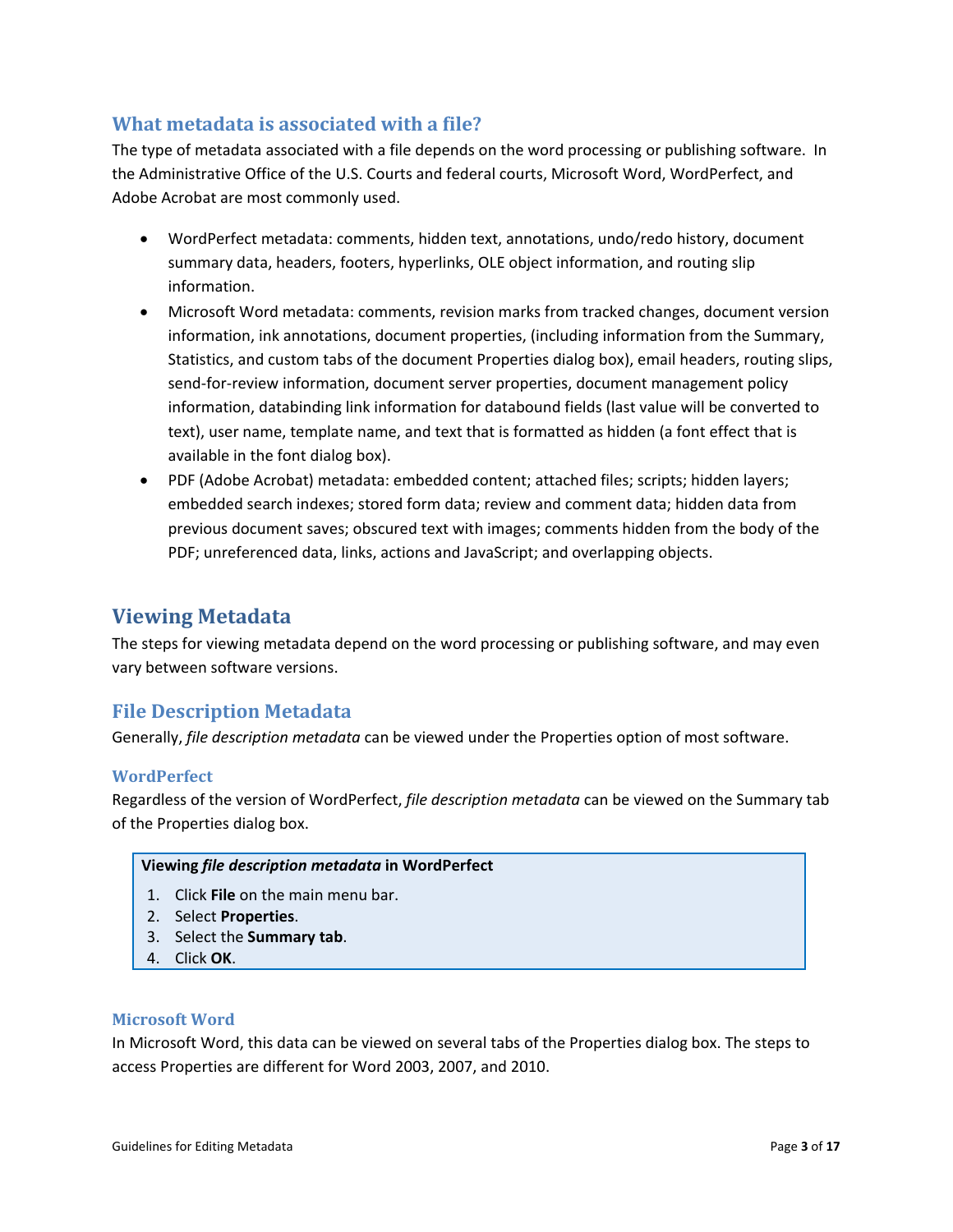## What metadata is associated with a file?

The type of metadata associated with a file depends on the word processing or publishing software. In the Administrative Office of the U.S. Courts and federal courts, Microsoft Word, WordPerfect, and Adobe Acrobat are most commonly used.

- WordPerfect metadata: comments, hidden text, annotations, undo/redo history, document summary data, headers, footers, hyperlinks, OLE object information, and routing slip information.
- Microsoft Word metadata: comments, revision marks from tracked changes, document version information, ink annotations, document properties, (including information from the Summary, Statistics, and custom tabs of the document Properties dialog box), email headers, routing slips, send-for-review information, document server properties, document management policy information, databinding link information for databound fields (last value will be converted to text), user name, template name, and text that is formatted as hidden (a font effect that is available in the font dialog box).
- PDF (Adobe Acrobat) metadata: embedded content; attached files; scripts; hidden layers; embedded search indexes; stored form data; review and comment data; hidden data from previous document saves; obscured text with images; comments hidden from the body of the PDF; unreferenced data, links, actions and JavaScript; and overlapping objects.

# Viewing Metadata

The steps for viewing metadata depend on the word processing or publishing software, and may even vary between software versions.

## File Description Metadata

Generally, *file description metadata* can be viewed under the Properties option of most software.

### WordPerfect

Regardless of the version of WordPerfect, *file description metadata* can be viewed on the Summary tab of the Properties dialog box.

**Viewing *file description metadata* in WordPerfect**

1. Click **File** on the main menu bar.
2. Select **Properties**.
3. Select the **Summary tab**.
4. Click **OK**.

### Microsoft Word

In Microsoft Word, this data can be viewed on several tabs of the Properties dialog box. The steps to access Properties are different for Word 2003, 2007, and 2010.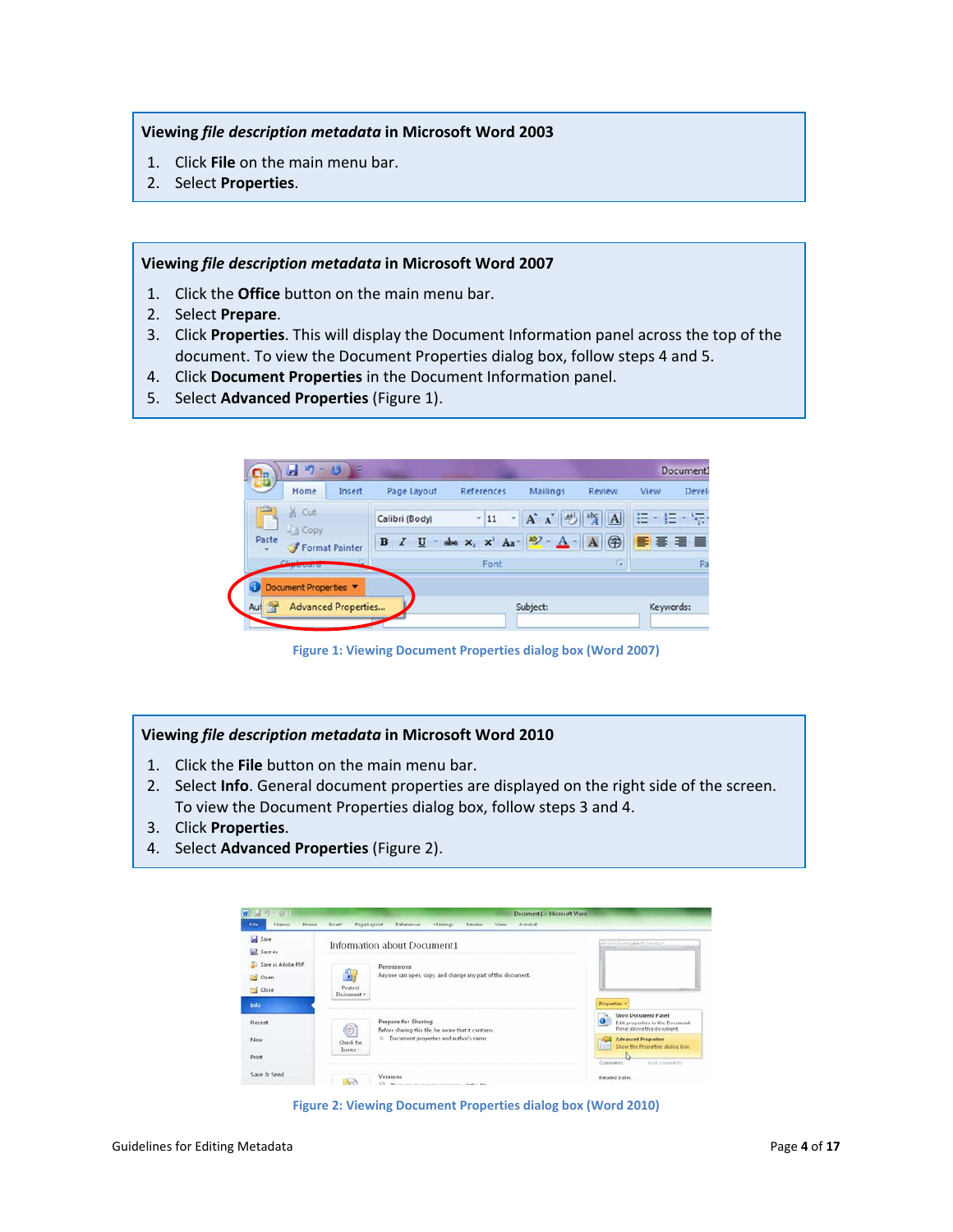**Viewing *file description metadata* in Microsoft Word 2003**

1. Click **File** on the main menu bar.
2. Select **Properties**.

**Viewing *file description metadata* in Microsoft Word 2007**

1. Click the **Office** button on the main menu bar.
2. Select **Prepare**.
3. Click **Properties**. This will display the Document Information panel across the top of the document. To view the Document Properties dialog box, follow steps 4 and 5.
4. Click **Document Properties** in the Document Information panel.
5. Select **Advanced Properties** (Figure 1).

Figure 1: Viewing Document Properties dialog box (Word 2007)

**Viewing *file description metadata* in Microsoft Word 2010**

1. Click the **File** button on the main menu bar.
2. Select **Info**. General document properties are displayed on the right side of the screen. To view the Document Properties dialog box, follow steps 3 and 4.
3. Click **Properties**.
4. Select **Advanced Properties** (Figure 2).

Figure 2: Viewing Document Properties dialog box (Word 2010)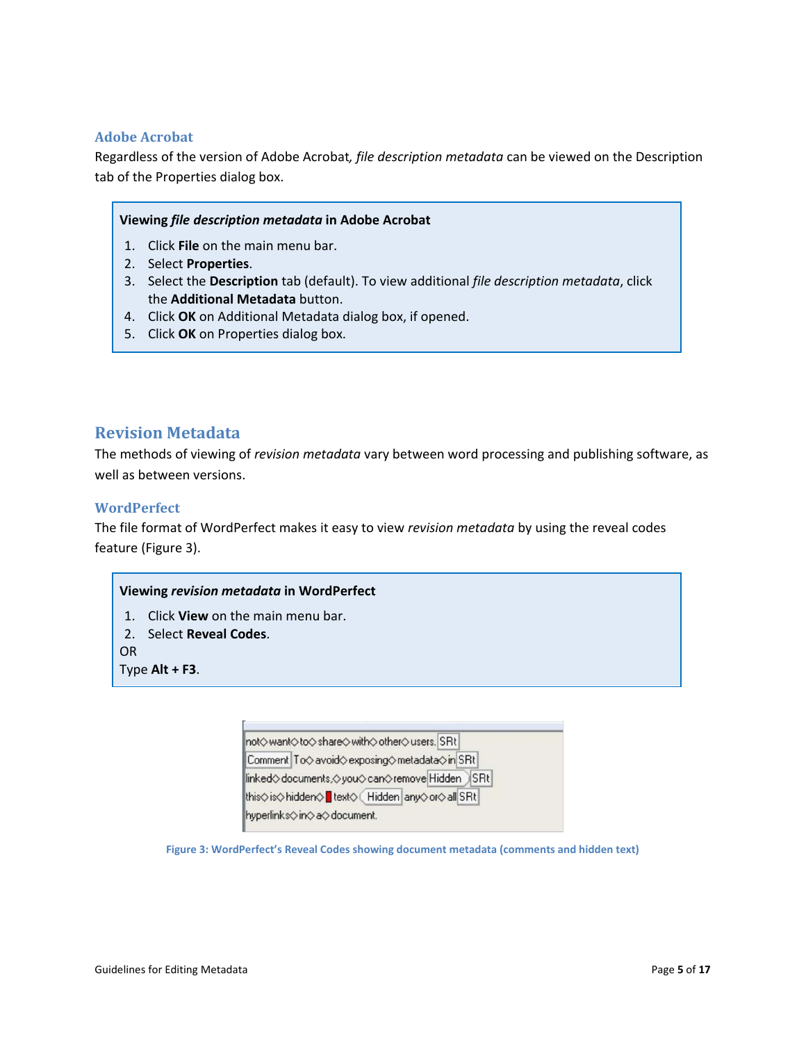### Adobe Acrobat

Regardless of the version of Adobe Acrobat, *file description metadata* can be viewed on the Description tab of the Properties dialog box.

**Viewing *file description metadata* in Adobe Acrobat**

1. Click **File** on the main menu bar.
2. Select **Properties**.
3. Select the **Description** tab (default). To view additional *file description metadata*, click the **Additional Metadata** button.
4. Click **OK** on Additional Metadata dialog box, if opened.
5. Click **OK** on Properties dialog box.

## Revision Metadata

The methods of viewing of *revision metadata* vary between word processing and publishing software, as well as between versions.

### WordPerfect

The file format of WordPerfect makes it easy to view *revision metadata* by using the reveal codes feature (Figure 3).

**Viewing *revision metadata* in WordPerfect**

1. Click **View** on the main menu bar.
2. Select **Reveal Codes**.

OR

Type **Alt + F3**.

Figure 3: WordPerfect's Reveal Codes showing document metadata (comments and hidden text)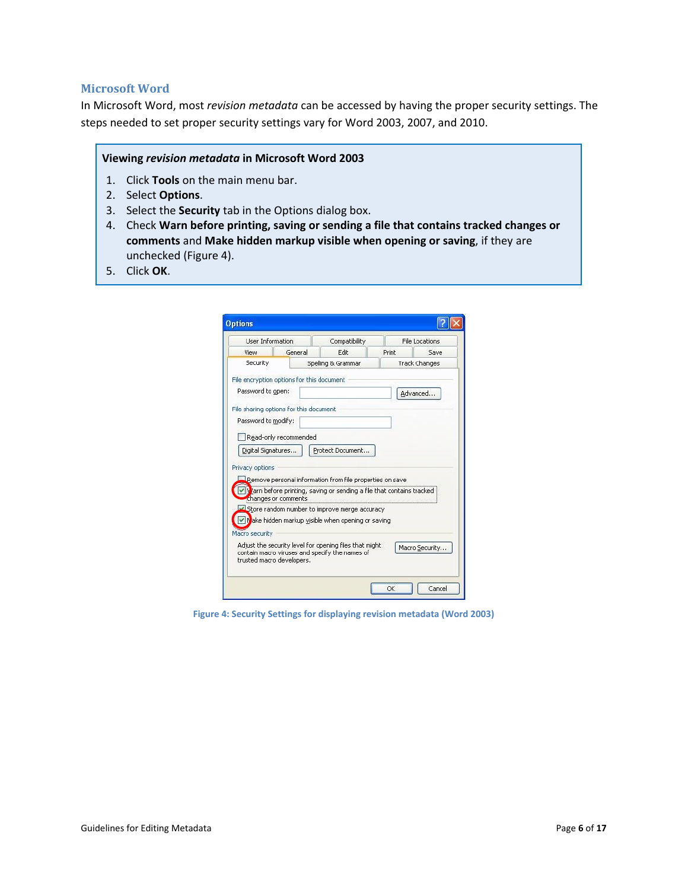## Microsoft Word

In Microsoft Word, most *revision metadata* can be accessed by having the proper security settings. The steps needed to set proper security settings vary for Word 2003, 2007, and 2010.

**Viewing *revision metadata* in Microsoft Word 2003**

1. Click **Tools** on the main menu bar.
2. Select **Options**.
3. Select the **Security** tab in the Options dialog box.
4. Check **Warn before printing, saving or sending a file that contains tracked changes or comments** and **Make hidden markup visible when opening or saving**, if they are unchecked (Figure 4).
5. Click **OK**.

Figure 4: Security Settings for displaying revision metadata (Word 2003)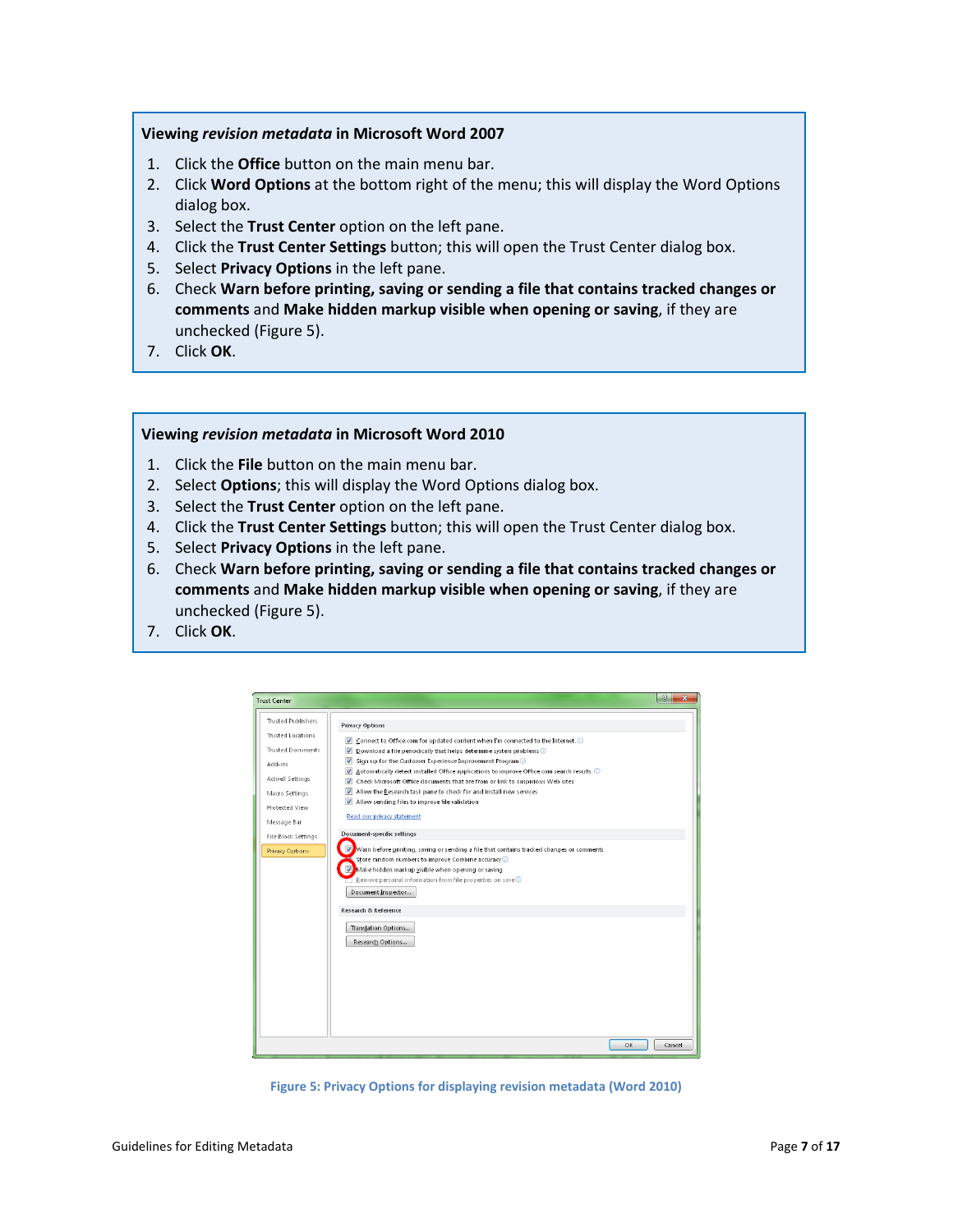**Viewing *revision metadata* in Microsoft Word 2007**

1. Click the **Office** button on the main menu bar.
2. Click **Word Options** at the bottom right of the menu; this will display the Word Options dialog box.
3. Select the **Trust Center** option on the left pane.
4. Click the **Trust Center Settings** button; this will open the Trust Center dialog box.
5. Select **Privacy Options** in the left pane.
6. Check **Warn before printing, saving or sending a file that contains tracked changes or comments** and **Make hidden markup visible when opening or saving**, if they are unchecked (Figure 5).
7. Click **OK**.

**Viewing *revision metadata* in Microsoft Word 2010**

1. Click the **File** button on the main menu bar.
2. Select **Options**; this will display the Word Options dialog box.
3. Select the **Trust Center** option on the left pane.
4. Click the **Trust Center Settings** button; this will open the Trust Center dialog box.
5. Select **Privacy Options** in the left pane.
6. Check **Warn before printing, saving or sending a file that contains tracked changes or comments** and **Make hidden markup visible when opening or saving**, if they are unchecked (Figure 5).
7. Click **OK**.

**Figure 5: Privacy Options for displaying revision metadata (Word 2010)**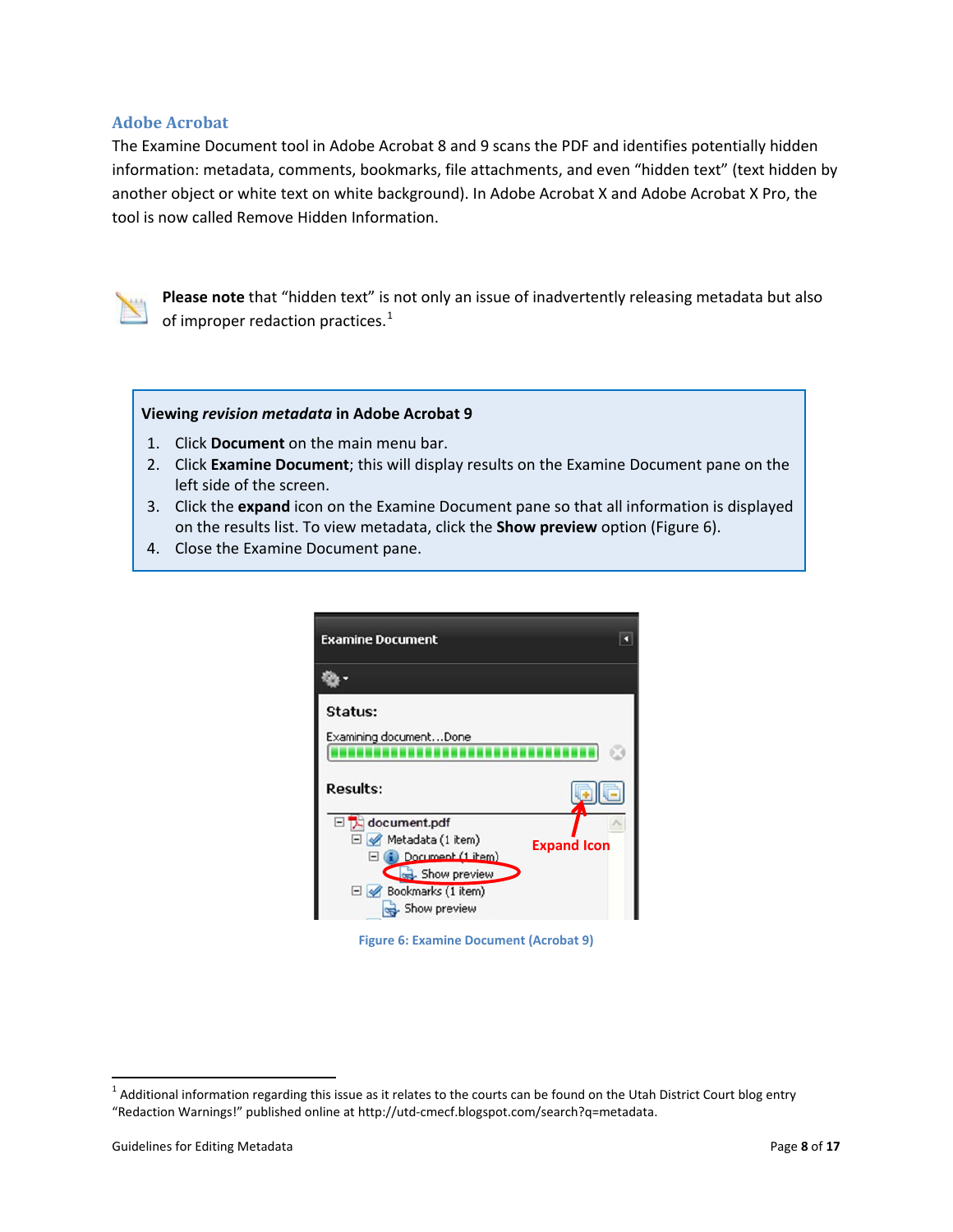## Adobe Acrobat

The Examine Document tool in Adobe Acrobat 8 and 9 scans the PDF and identifies potentially hidden information: metadata, comments, bookmarks, file attachments, and even "hidden text" (text hidden by another object or white text on white background). In Adobe Acrobat X and Adobe Acrobat X Pro, the tool is now called Remove Hidden Information.

**Please note** that "hidden text" is not only an issue of inadvertently releasing metadata but also of improper redaction practices.[1]

**Viewing *revision metadata* in Adobe Acrobat 9**

1. Click **Document** on the main menu bar.
2. Click **Examine Document**; this will display results on the Examine Document pane on the left side of the screen.
3. Click the **expand** icon on the Examine Document pane so that all information is displayed on the results list. To view metadata, click the **Show preview** option (Figure 6).
4. Close the Examine Document pane.

Figure 6: Examine Document (Acrobat 9)

[1] Additional information regarding this issue as it relates to the courts can be found on the Utah District Court blog entry "Redaction Warnings!" published online at http://utd-cmecf.blogspot.com/search?q=metadata.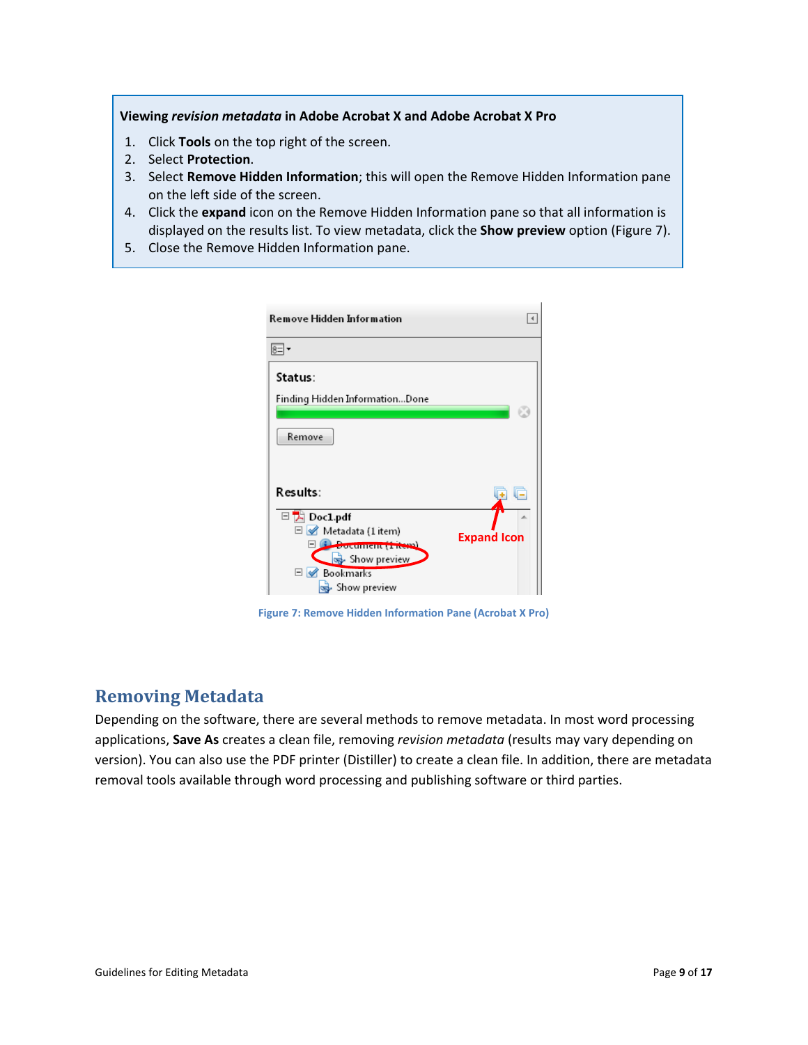**Viewing *revision metadata* in Adobe Acrobat X and Adobe Acrobat X Pro**

1. Click **Tools** on the top right of the screen.
2. Select **Protection**.
3. Select **Remove Hidden Information**; this will open the Remove Hidden Information pane on the left side of the screen.
4. Click the **expand** icon on the Remove Hidden Information pane so that all information is displayed on the results list. To view metadata, click the **Show preview** option (Figure 7).
5. Close the Remove Hidden Information pane.

Figure 7: Remove Hidden Information Pane (Acrobat X Pro)

## Removing Metadata

Depending on the software, there are several methods to remove metadata. In most word processing applications, **Save As** creates a clean file, removing *revision metadata* (results may vary depending on version). You can also use the PDF printer (Distiller) to create a clean file. In addition, there are metadata removal tools available through word processing and publishing software or third parties.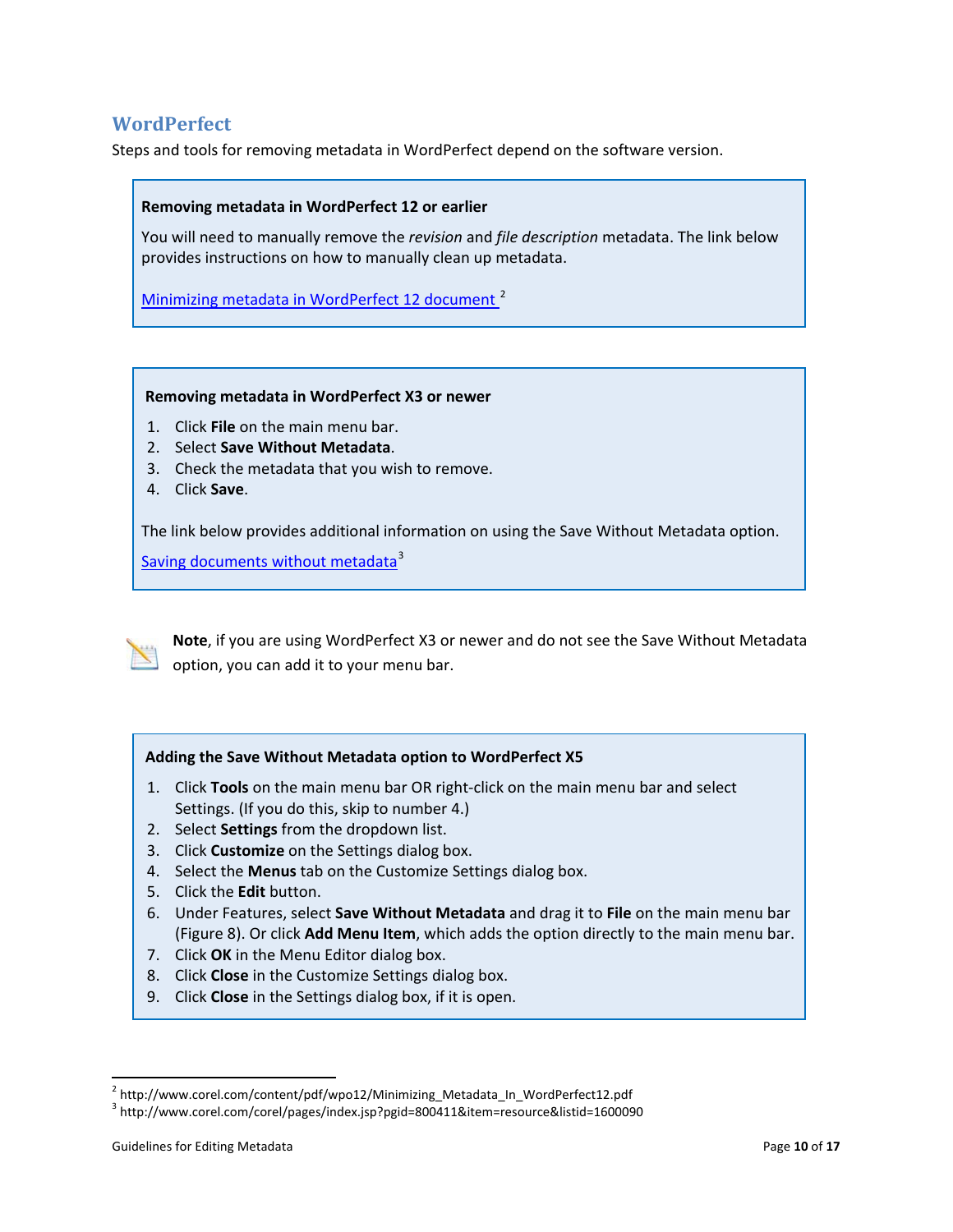## WordPerfect

Steps and tools for removing metadata in WordPerfect depend on the software version.

**Removing metadata in WordPerfect 12 or earlier**

You will need to manually remove the *revision* and *file description* metadata. The link below provides instructions on how to manually clean up metadata.

Minimizing metadata in WordPerfect 12 document [2]

**Removing metadata in WordPerfect X3 or newer**

1. Click **File** on the main menu bar.
2. Select **Save Without Metadata**.
3. Check the metadata that you wish to remove.
4. Click **Save**.

The link below provides additional information on using the Save Without Metadata option.

Saving documents without metadata [3]

**Note**, if you are using WordPerfect X3 or newer and do not see the Save Without Metadata option, you can add it to your menu bar.

**Adding the Save Without Metadata option to WordPerfect X5**

1. Click **Tools** on the main menu bar OR right-click on the main menu bar and select Settings. (If you do this, skip to number 4.)
2. Select **Settings** from the dropdown list.
3. Click **Customize** on the Settings dialog box.
4. Select the **Menus** tab on the Customize Settings dialog box.
5. Click the **Edit** button.
6. Under Features, select **Save Without Metadata** and drag it to **File** on the main menu bar (Figure 8). Or click **Add Menu Item**, which adds the option directly to the main menu bar.
7. Click **OK** in the Menu Editor dialog box.
8. Click **Close** in the Customize Settings dialog box.
9. Click **Close** in the Settings dialog box, if it is open.

---

[2] http://www.corel.com/content/pdf/wpo12/Minimizing_Metadata_In_WordPerfect12.pdf

[3] http://www.corel.com/corel/pages/index.jsp?pgid=800411&item=resource&listid=1600090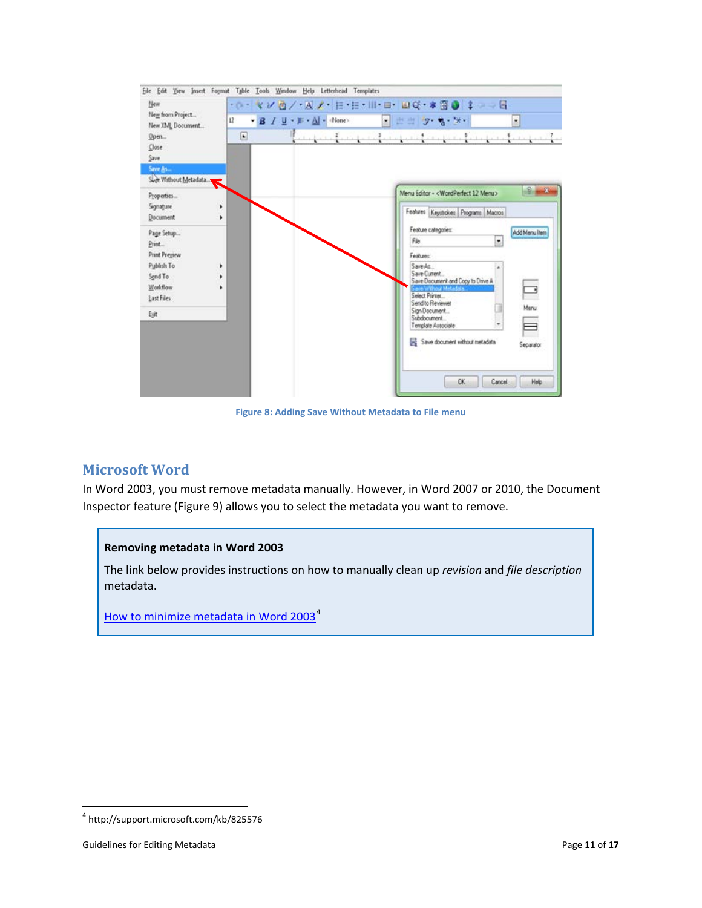Figure 8: Adding Save Without Metadata to File menu

## Microsoft Word

In Word 2003, you must remove metadata manually. However, in Word 2007 or 2010, the Document Inspector feature (Figure 9) allows you to select the metadata you want to remove.

**Removing metadata in Word 2003**

The link below provides instructions on how to manually clean up *revision* and *file description* metadata.

How to minimize metadata in Word 2003[4]

[4] http://support.microsoft.com/kb/825576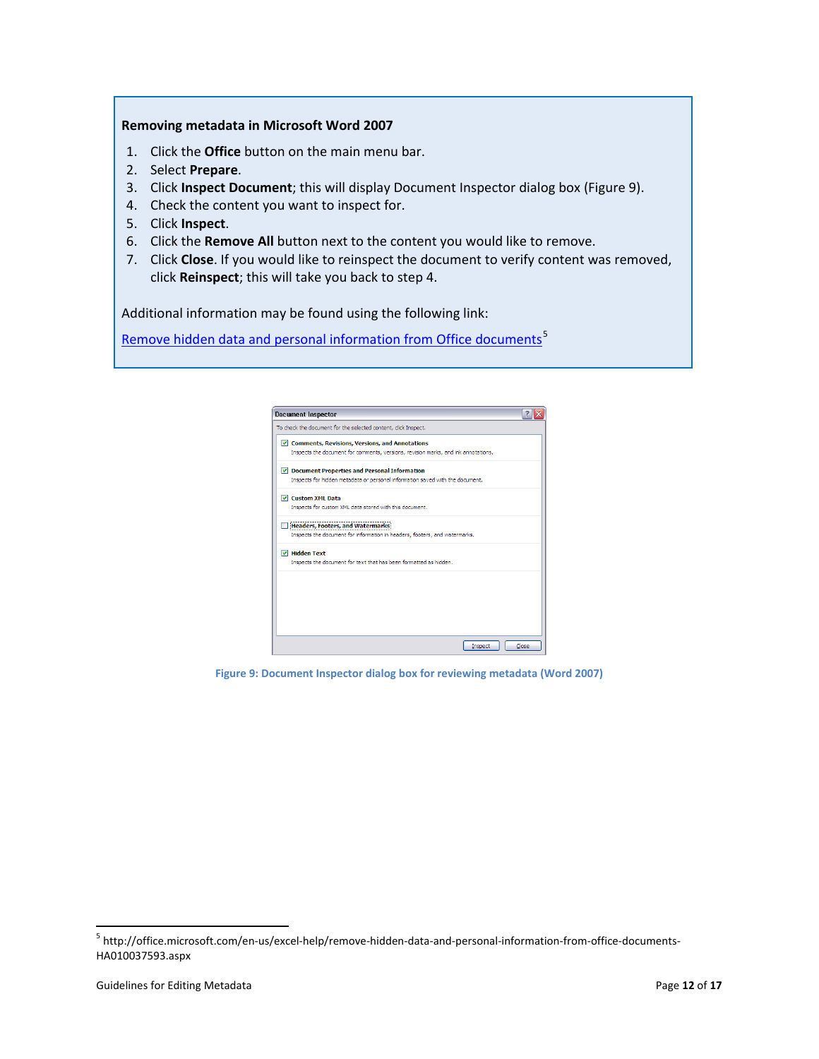**Removing metadata in Microsoft Word 2007**

1. Click the **Office** button on the main menu bar.
2. Select **Prepare**.
3. Click **Inspect Document**; this will display Document Inspector dialog box (Figure 9).
4. Check the content you want to inspect for.
5. Click **Inspect**.
6. Click the **Remove All** button next to the content you would like to remove.
7. Click **Close**. If you would like to reinspect the document to verify content was removed, click **Reinspect**; this will take you back to step 4.

Additional information may be found using the following link:

Remove hidden data and personal information from Office documents[5]

Figure 9: Document Inspector dialog box for reviewing metadata (Word 2007)

[5] http://office.microsoft.com/en-us/excel-help/remove-hidden-data-and-personal-information-from-office-documents-HA010037593.aspx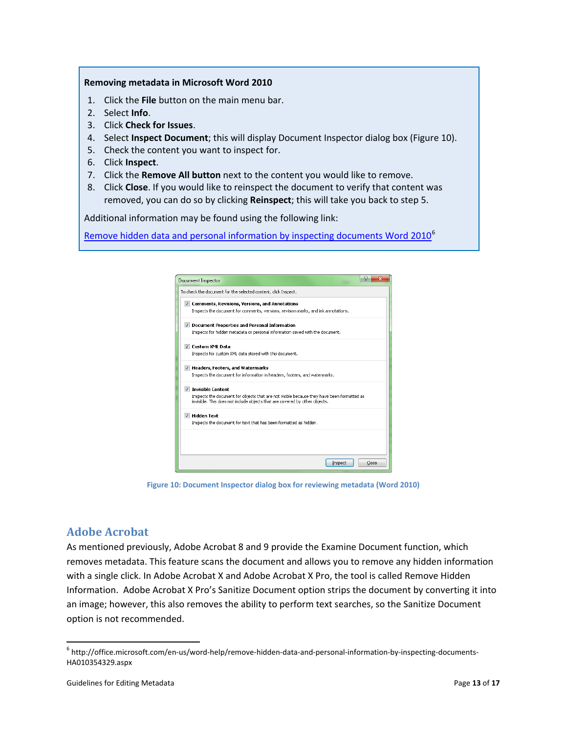**Removing metadata in Microsoft Word 2010**

1. Click the **File** button on the main menu bar.
2. Select **Info**.
3. Click **Check for Issues**.
4. Select **Inspect Document**; this will display Document Inspector dialog box (Figure 10).
5. Check the content you want to inspect for.
6. Click **Inspect**.
7. Click the **Remove All button** next to the content you would like to remove.
8. Click **Close**. If you would like to reinspect the document to verify that content was removed, you can do so by clicking **Reinspect**; this will take you back to step 5.

Additional information may be found using the following link:

Remove hidden data and personal information by inspecting documents Word 2010[6]

Figure 10: Document Inspector dialog box for reviewing metadata (Word 2010)

## Adobe Acrobat

As mentioned previously, Adobe Acrobat 8 and 9 provide the Examine Document function, which removes metadata. This feature scans the document and allows you to remove any hidden information with a single click. In Adobe Acrobat X and Adobe Acrobat X Pro, the tool is called Remove Hidden Information. Adobe Acrobat X Pro's Sanitize Document option strips the document by converting it into an image; however, this also removes the ability to perform text searches, so the Sanitize Document option is not recommended.

[6] http://office.microsoft.com/en-us/word-help/remove-hidden-data-and-personal-information-by-inspecting-documents-HA010354329.aspx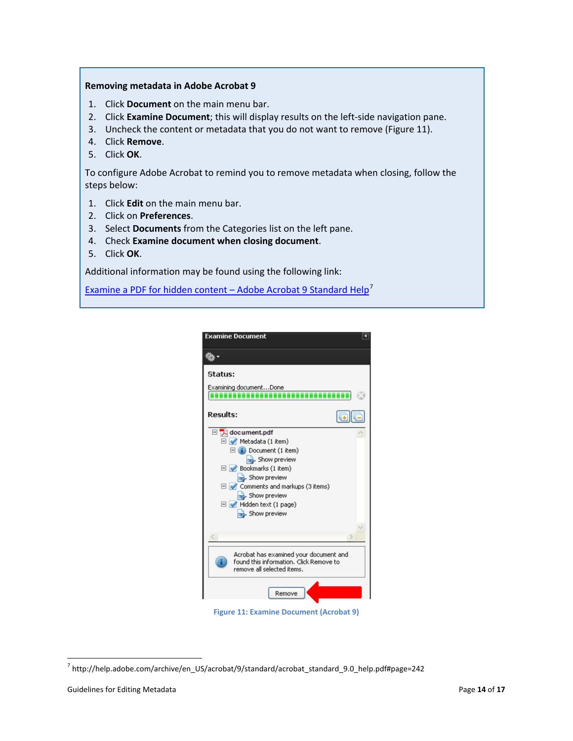**Removing metadata in Adobe Acrobat 9**

1. Click **Document** on the main menu bar.
2. Click **Examine Document**; this will display results on the left-side navigation pane.
3. Uncheck the content or metadata that you do not want to remove (Figure 11).
4. Click **Remove**.
5. Click **OK**.

To configure Adobe Acrobat to remind you to remove metadata when closing, follow the steps below:

1. Click **Edit** on the main menu bar.
2. Click on **Preferences**.
3. Select **Documents** from the Categories list on the left pane.
4. Check **Examine document when closing document**.
5. Click **OK**.

Additional information may be found using the following link:

Examine a PDF for hidden content – Adobe Acrobat 9 Standard Help[7]

Figure 11: Examine Document (Acrobat 9)

[7] http://help.adobe.com/archive/en_US/acrobat/9/standard/acrobat_standard_9.0_help.pdf#page=242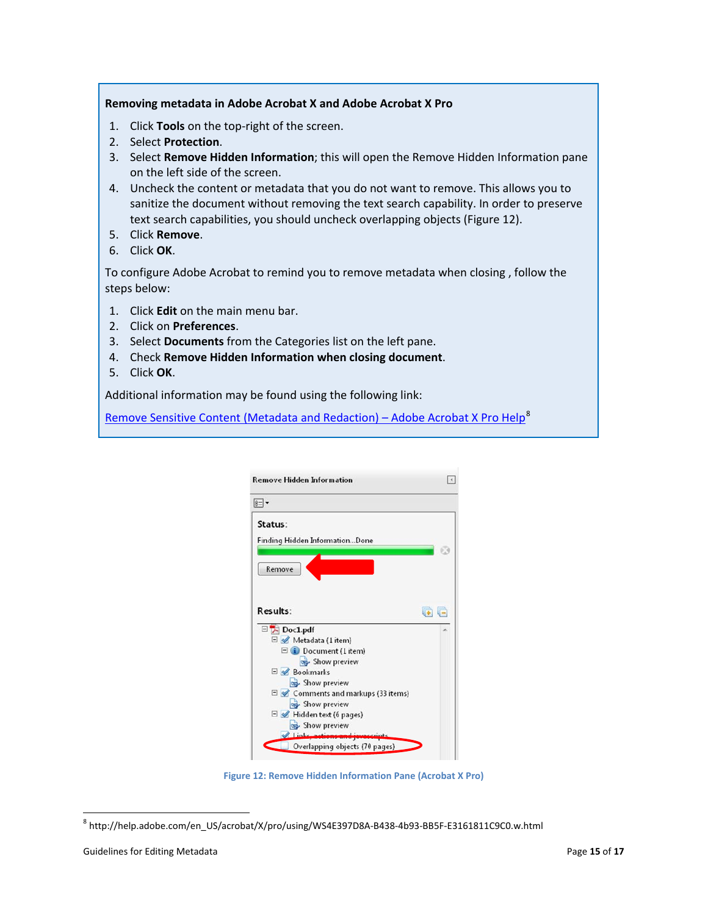**Removing metadata in Adobe Acrobat X and Adobe Acrobat X Pro**

1. Click **Tools** on the top-right of the screen.
2. Select **Protection**.
3. Select **Remove Hidden Information**; this will open the Remove Hidden Information pane on the left side of the screen.
4. Uncheck the content or metadata that you do not want to remove. This allows you to sanitize the document without removing the text search capability. In order to preserve text search capabilities, you should uncheck overlapping objects (Figure 12).
5. Click **Remove**.
6. Click **OK**.

To configure Adobe Acrobat to remind you to remove metadata when closing , follow the steps below:

1. Click **Edit** on the main menu bar.
2. Click on **Preferences**.
3. Select **Documents** from the Categories list on the left pane.
4. Check **Remove Hidden Information when closing document**.
5. Click **OK**.

Additional information may be found using the following link:

Remove Sensitive Content (Metadata and Redaction) – Adobe Acrobat X Pro Help[8]

Figure 12: Remove Hidden Information Pane (Acrobat X Pro)

[8] http://help.adobe.com/en_US/acrobat/X/pro/using/WS4E397D8A-B438-4b93-BB5F-E3161811C9C0.w.html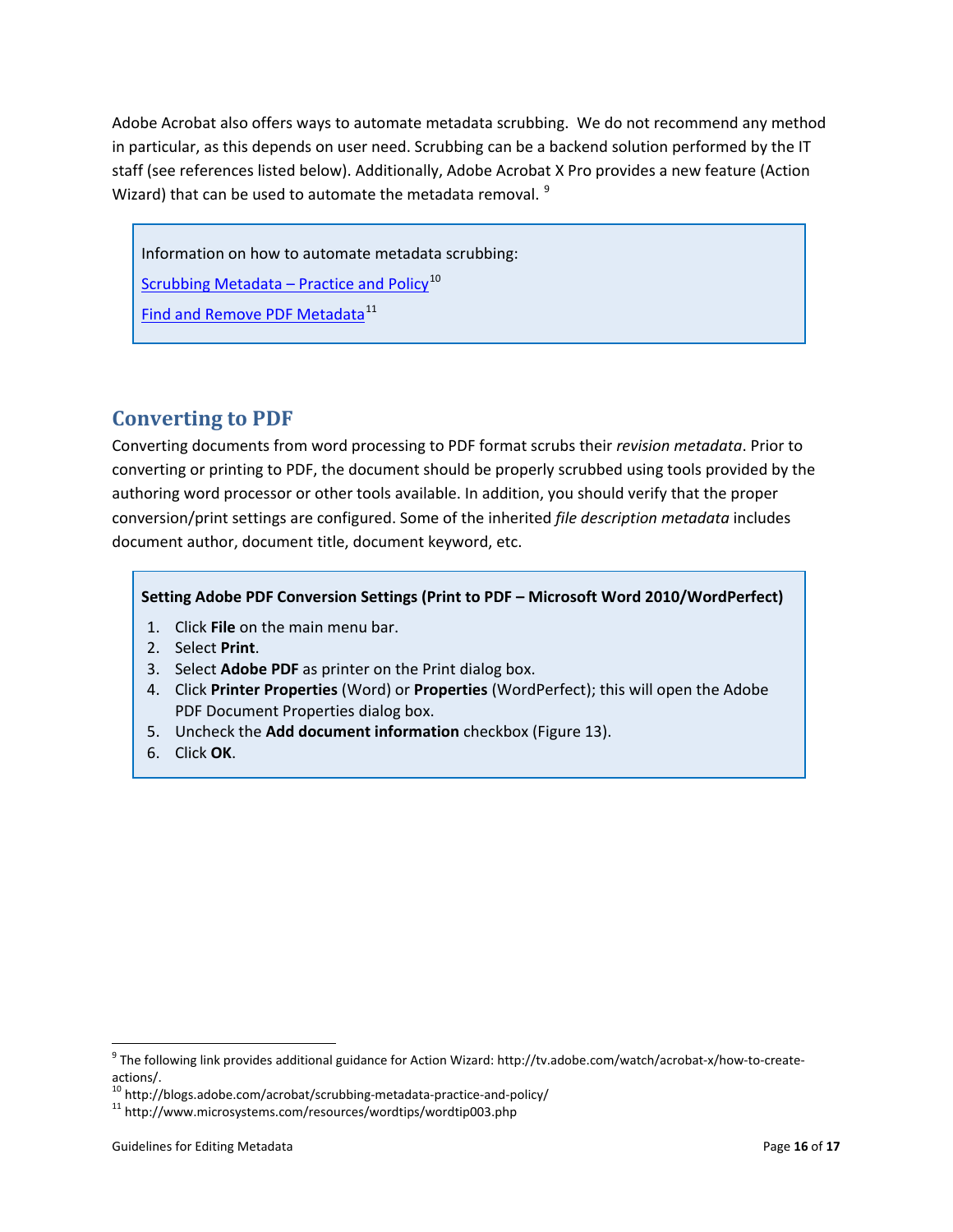Adobe Acrobat also offers ways to automate metadata scrubbing. We do not recommend any method in particular, as this depends on user need. Scrubbing can be a backend solution performed by the IT staff (see references listed below). Additionally, Adobe Acrobat X Pro provides a new feature (Action Wizard) that can be used to automate the metadata removal. [9]

> Information on how to automate metadata scrubbing:
>
> Scrubbing Metadata – Practice and Policy[10]
>
> Find and Remove PDF Metadata[11]

## Converting to PDF

Converting documents from word processing to PDF format scrubs their *revision metadata*. Prior to converting or printing to PDF, the document should be properly scrubbed using tools provided by the authoring word processor or other tools available. In addition, you should verify that the proper conversion/print settings are configured. Some of the inherited *file description metadata* includes document author, document title, document keyword, etc.

> **Setting Adobe PDF Conversion Settings (Print to PDF – Microsoft Word 2010/WordPerfect)**
>
> 1. Click **File** on the main menu bar.
> 2. Select **Print**.
> 3. Select **Adobe PDF** as printer on the Print dialog box.
> 4. Click **Printer Properties** (Word) or **Properties** (WordPerfect); this will open the Adobe PDF Document Properties dialog box.
> 5. Uncheck the **Add document information** checkbox (Figure 13).
> 6. Click **OK**.

---

[9] The following link provides additional guidance for Action Wizard: http://tv.adobe.com/watch/acrobat-x/how-to-create-actions/.

[10] http://blogs.adobe.com/acrobat/scrubbing-metadata-practice-and-policy/

[11] http://www.microsystems.com/resources/wordtips/wordtip003.php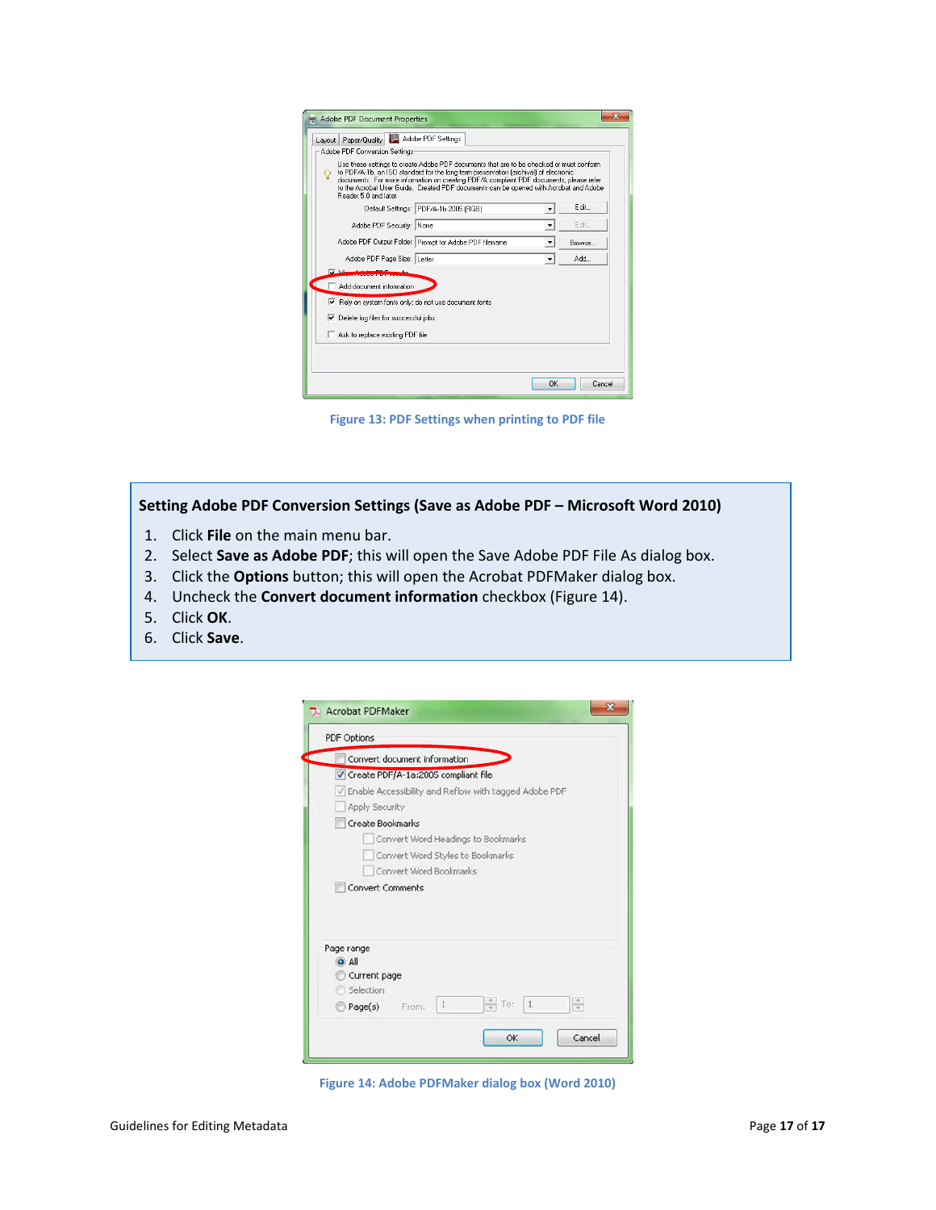Figure 13: PDF Settings when printing to PDF file

**Setting Adobe PDF Conversion Settings (Save as Adobe PDF – Microsoft Word 2010)**

1. Click **File** on the main menu bar.
2. Select **Save as Adobe PDF**; this will open the Save Adobe PDF File As dialog box.
3. Click the **Options** button; this will open the Acrobat PDFMaker dialog box.
4. Uncheck the **Convert document information** checkbox (Figure 14).
5. Click **OK**.
6. Click **Save**.

Figure 14: Adobe PDFMaker dialog box (Word 2010)